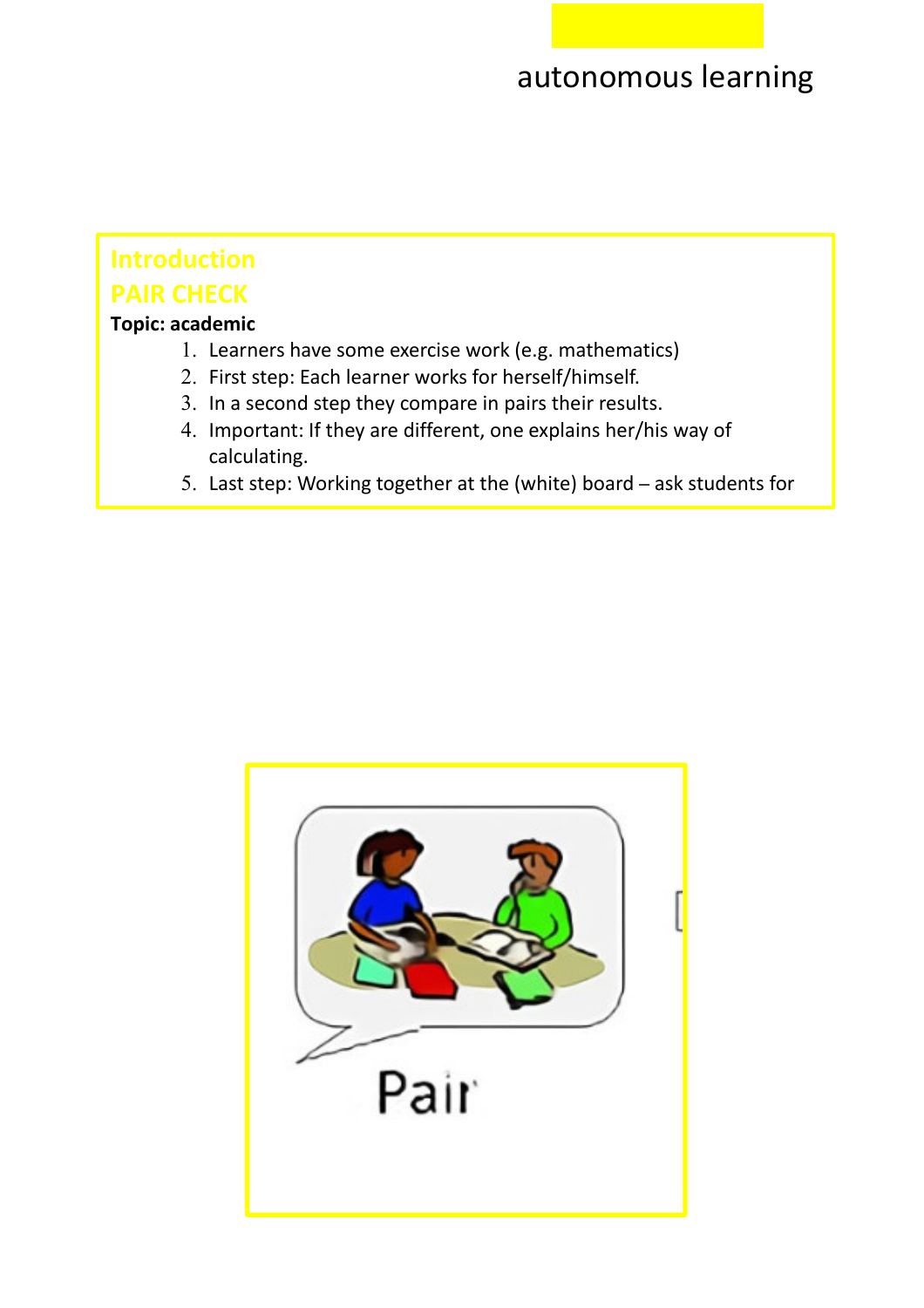autonomous learning

## Introduction

## PAIR CHECK

**Topic: academic**

1. Learners have some exercise work (e.g. mathematics)
2. First step: Each learner works for herself/himself.
3. In a second step they compare in pairs their results.
4. Important: If they are different, one explains her/his way of calculating.
5. Last step: Working together at the (white) board – ask students for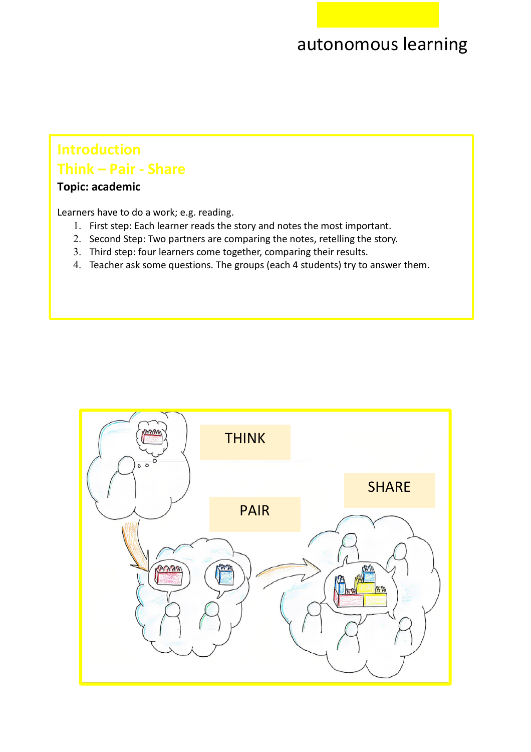autonomous learning

## Introduction

## Think – Pair - Share

**Topic: academic**

Learners have to do a work; e.g. reading.

1. First step: Each learner reads the story and notes the most important.
2. Second Step: Two partners are comparing the notes, retelling the story.
3. Third step: four learners come together, comparing their results.
4. Teacher ask some questions. The groups (each 4 students) try to answer them.

THINK

PAIR

SHARE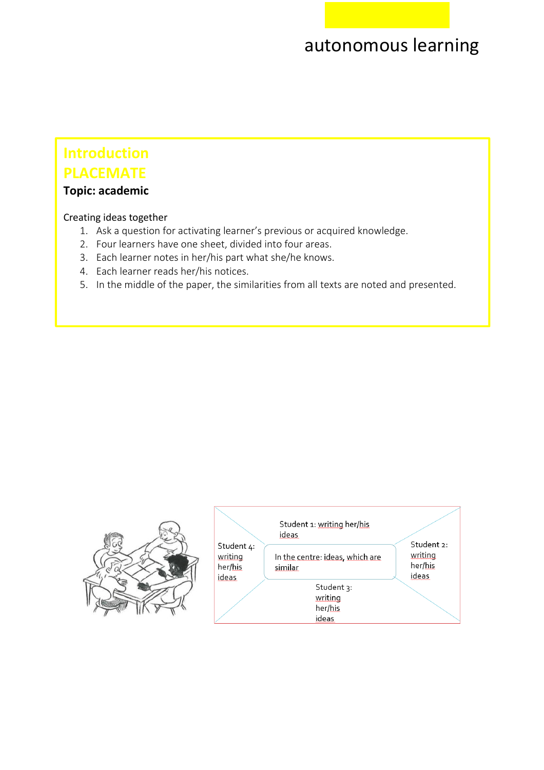autonomous learning

## Introduction

## PLACEMATE

**Topic: academic**

Creating ideas together

1. Ask a question for activating learner's previous or acquired knowledge.
2. Four learners have one sheet, divided into four areas.
3. Each learner notes in her/his part what she/he knows.
4. Each learner reads her/his notices.
5. In the middle of the paper, the similarities from all texts are noted and presented.

Student 1: writing her/his ideas

Student 4: writing her/his ideas

In the centre: ideas, which are similar

Student 2: writing her/his ideas

Student 3: writing her/his ideas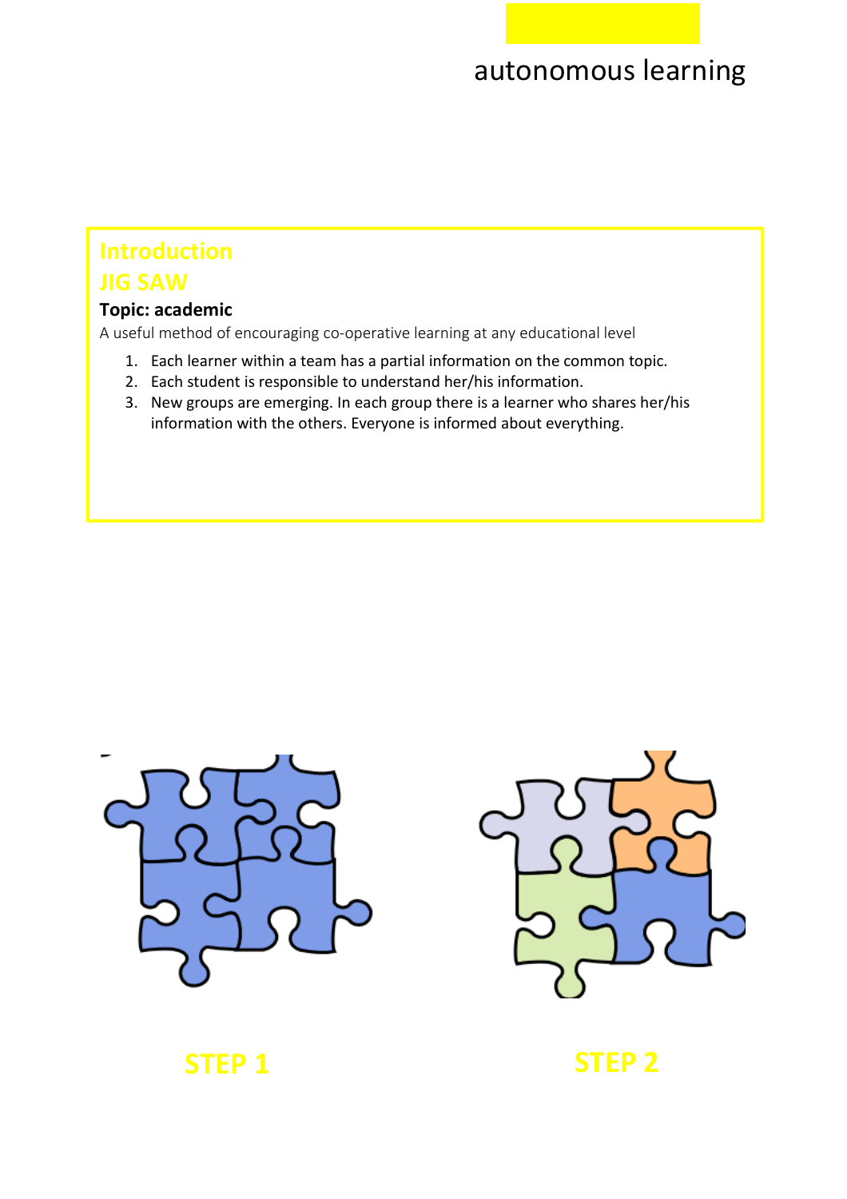autonomous learning

## Introduction

## JIG SAW

**Topic: academic**

A useful method of encouraging co-operative learning at any educational level

1. Each learner within a team has a partial information on the common topic.
2. Each student is responsible to understand her/his information.
3. New groups are emerging. In each group there is a learner who shares her/his information with the others. Everyone is informed about everything.

STEP 1

STEP 2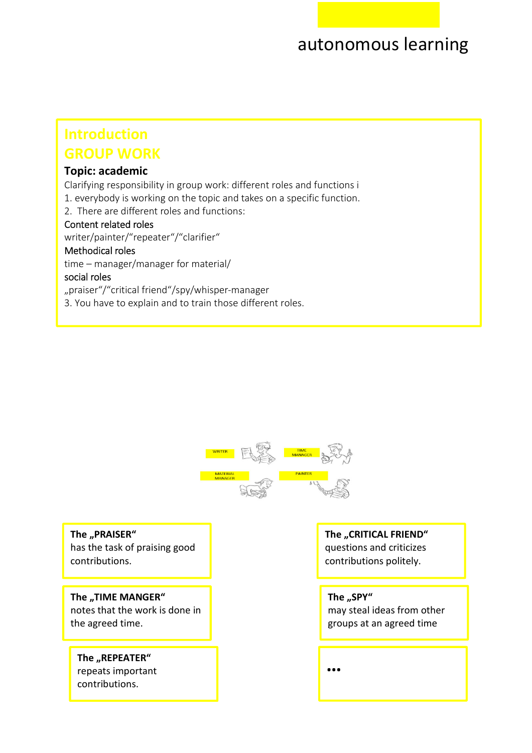autonomous learning

## Introduction

## GROUP WORK

**Topic: academic**

Clarifying responsibility in group work: different roles and functions i

1. everybody is working on the topic and takes on a specific function.
2. There are different roles and functions:

Content related roles

writer/painter/"repeater"/"clarifier"

Methodical roles

time – manager/manager for material/

social roles

„praiser"/"critical friend"/spy/whisper-manager

3. You have to explain and to train those different roles.

WRITER

TIME MANAGER

MATERIAL MANAGER

PAINTER

**The „PRAISER"**
has the task of praising good contributions.

**The „CRITICAL FRIEND"**
questions and criticizes contributions politely.

**The „TIME MANGER"**
notes that the work is done in the agreed time.

**The „SPY"**
may steal ideas from other groups at an agreed time

**The „REPEATER"**
repeats important contributions.

**...**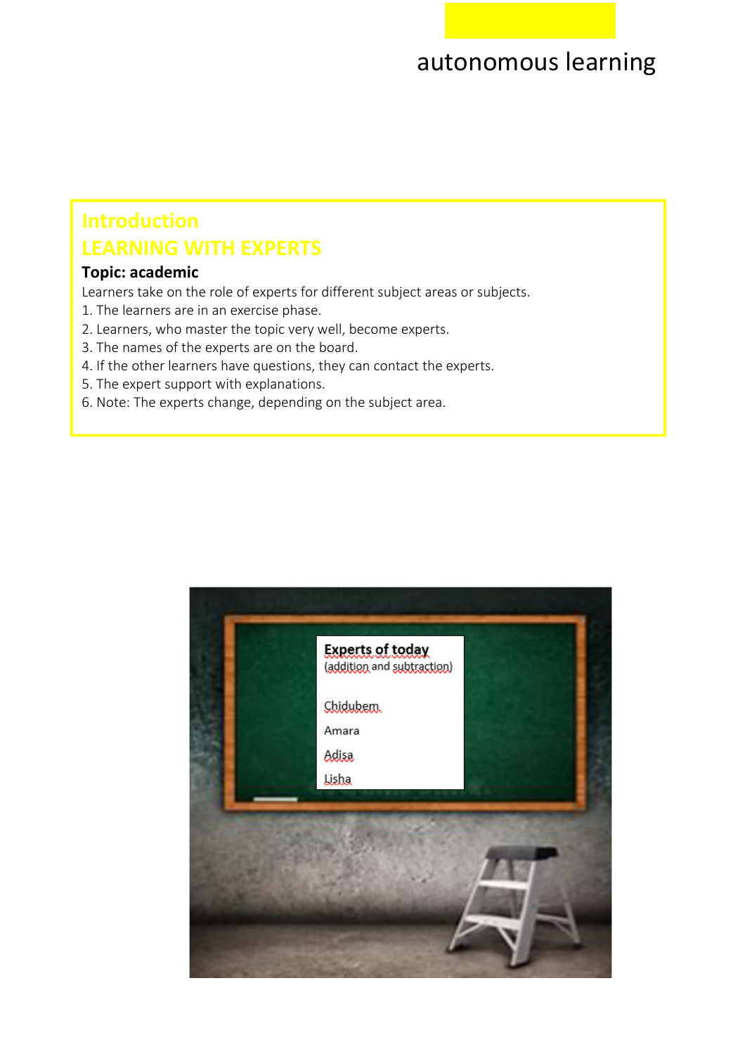autonomous learning

## Introduction

## LEARNING WITH EXPERTS

**Topic: academic**

Learners take on the role of experts for different subject areas or subjects.

1. The learners are in an exercise phase.
2. Learners, who master the topic very well, become experts.
3. The names of the experts are on the board.
4. If the other learners have questions, they can contact the experts.
5. The expert support with explanations.
6. Note: The experts change, depending on the subject area.

**Experts of today**
(addition and subtraction)

Chidubem
Amara
Adisa
Lisha